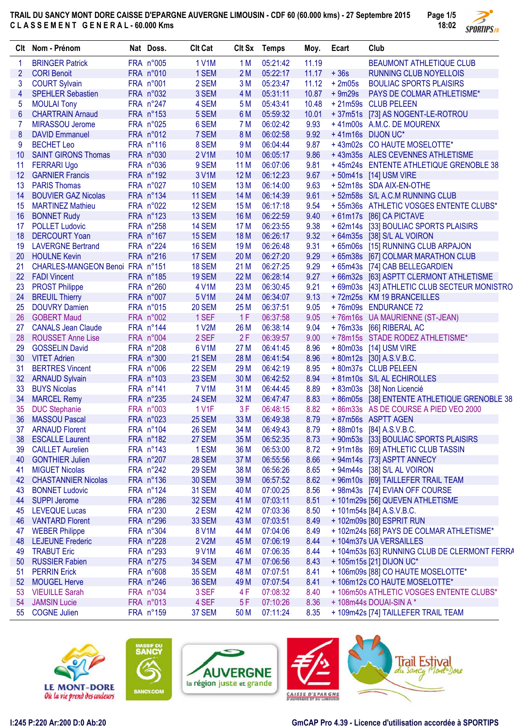# TRAIL DU SANCY MONT DORE CAISSE D'EPARGNE AUVERGNE LIMOUSIN - CDF 60 (60.000 kms) - 27 Septembre 2015

## CLASSEMENT GENERAL - 60.000 Kms

| Clt | Nom - Prénom | Nat | Doss. | Clt Cat | Clt Sx | Temps | Moy. | Ecart | Club |
|---|---|---|---|---|---|---|---|---|---|
| 1 | BRINGER Patrick | FRA | n°005 | 1 V1M | 1 M | 05:21:42 | 11.19 | | BEAUMONT ATHLETIQUE CLUB |
| 2 | CORI Benoit | FRA | n°010 | 1 SEM | 2 M | 05:22:17 | 11.17 | + 36s | RUNNING CLUB NOYELLOIS |
| 3 | COURT Sylvain | FRA | n°001 | 2 SEM | 3 M | 05:23:47 | 11.12 | + 2m05s | BOULIAC SPORTS PLAISIRS |
| 4 | SPEHLER Sebastien | FRA | n°032 | 3 SEM | 4 M | 05:31:11 | 10.87 | + 9m29s | PAYS DE COLMAR ATHLETISME* |
| 5 | MOULAI Tony | FRA | n°247 | 4 SEM | 5 M | 05:43:41 | 10.48 | + 21m59s | CLUB PELEEN |
| 6 | CHARTRAIN Arnaud | FRA | n°153 | 5 SEM | 6 M | 05:59:32 | 10.01 | + 37m51s | [73] AS NOGENT-LE-ROTROU |
| 7 | MIRASSOU Jerome | FRA | n°025 | 6 SEM | 7 M | 06:02:42 | 9.93 | + 41m00s | A.M.C. DE MOURENX |
| 8 | DAVID Emmanuel | FRA | n°012 | 7 SEM | 8 M | 06:02:58 | 9.92 | + 41m16s | DIJON UC* |
| 9 | BECHET Leo | FRA | n°116 | 8 SEM | 9 M | 06:04:44 | 9.87 | + 43m02s | CO HAUTE MOSELOTTE* |
| 10 | SAINT GIRONS Thomas | FRA | n°030 | 2 V1M | 10 M | 06:05:17 | 9.86 | + 43m35s | ALES CEVENNES ATHLETISME |
| 11 | FERRARI Ugo | FRA | n°036 | 9 SEM | 11 M | 06:07:06 | 9.81 | + 45m24s | ENTENTE ATHLETIQUE GRENOBLE 38 |
| 12 | GARNIER Francis | FRA | n°192 | 3 V1M | 12 M | 06:12:23 | 9.67 | + 50m41s | [14] USM VIRE |
| 13 | PARIS Thomas | FRA | n°027 | 10 SEM | 13 M | 06:14:00 | 9.63 | + 52m18s | SDA AIX-EN-OTHE |
| 14 | BOUVIER GAZ Nicolas | FRA | n°134 | 11 SEM | 14 M | 06:14:39 | 9.61 | + 52m58s | S/L A.C.M RUNNING CLUB |
| 15 | MARTINEZ Mathieu | FRA | n°022 | 12 SEM | 15 M | 06:17:18 | 9.54 | + 55m36s | ATHLETIC VOSGES ENTENTE CLUBS* |
| 16 | BONNET Rudy | FRA | n°123 | 13 SEM | 16 M | 06:22:59 | 9.40 | + 61m17s | [86] CA PICTAVE |
| 17 | POLLET Ludovic | FRA | n°258 | 14 SEM | 17 M | 06:23:55 | 9.38 | + 62m14s | [33] BOULIAC SPORTS PLAISIRS |
| 18 | DERCOURT Yoan | FRA | n°167 | 15 SEM | 18 M | 06:26:17 | 9.32 | + 64m35s | [38] S/L AL VOIRON |
| 19 | LAVERGNE Bertrand | FRA | n°224 | 16 SEM | 19 M | 06:26:48 | 9.31 | + 65m06s | [15] RUNNING CLUB ARPAJON |
| 20 | HOULNE Kevin | FRA | n°216 | 17 SEM | 20 M | 06:27:20 | 9.29 | + 65m38s | [67] COLMAR MARATHON CLUB |
| 21 | CHARLES-MANGEON Benoi | FRA | n°151 | 18 SEM | 21 M | 06:27:25 | 9.29 | + 65m43s | [74] CAB BELLEGARDIEN |
| 22 | FADI Vincent | FRA | n°185 | 19 SEM | 22 M | 06:28:14 | 9.27 | + 66m32s | [63] ASPTT CLERMONT ATHLETISME |
| 23 | PROST Philippe | FRA | n°260 | 4 V1M | 23 M | 06:30:45 | 9.21 | + 69m03s | [43] ATHLETIC CLUB SECTEUR MONISTRO |
| 24 | BREUIL Thierry | FRA | n°007 | 5 V1M | 24 M | 06:34:07 | 9.13 | + 72m25s | KM 19 BRANCEILLES |
| 25 | DOUVRY Damien | FRA | n°015 | 20 SEM | 25 M | 06:37:51 | 9.05 | + 76m09s | ENDURANCE 72 |
| 26 | GOBERT Maud | FRA | n°002 | 1 SEF | 1 F | 06:37:58 | 9.05 | + 76m16s | UA MAURIENNE (ST-JEAN) |
| 27 | CANALS Jean Claude | FRA | n°144 | 1 V2M | 26 M | 06:38:14 | 9.04 | + 76m33s | [66] RIBERAL AC |
| 28 | ROUSSET Anne Lise | FRA | n°004 | 2 SEF | 2 F | 06:39:57 | 9.00 | + 78m15s | STADE RODEZ ATHLETISME* |
| 29 | GOSSELIN David | FRA | n°208 | 6 V1M | 27 M | 06:41:45 | 8.96 | + 80m03s | [14] USM VIRE |
| 30 | VITET Adrien | FRA | n°300 | 21 SEM | 28 M | 06:41:54 | 8.96 | + 80m12s | [30] A.S.V.B.C. |
| 31 | BERTRES Vincent | FRA | n°006 | 22 SEM | 29 M | 06:42:19 | 8.95 | + 80m37s | CLUB PELEEN |
| 32 | ARNAUD Sylvain | FRA | n°103 | 23 SEM | 30 M | 06:42:52 | 8.94 | + 81m10s | S/L AL ECHIROLLES |
| 33 | BUYS Nicolas | FRA | n°141 | 7 V1M | 31 M | 06:44:45 | 8.89 | + 83m03s | [38] Non Licencié |
| 34 | MARCEL Remy | FRA | n°235 | 24 SEM | 32 M | 06:47:47 | 8.83 | + 86m05s | [38] ENTENTE ATHLETIQUE GRENOBLE 38 |
| 35 | DUC Stephanie | FRA | n°003 | 1 V1F | 3 F | 06:48:15 | 8.82 | + 86m33s | AS DE COURSE A PIED VEO 2000 |
| 36 | MASSOU Pascal | FRA | n°023 | 25 SEM | 33 M | 06:49:38 | 8.79 | + 87m56s | ASPTT AGEN |
| 37 | ARNAUD Florent | FRA | n°104 | 26 SEM | 34 M | 06:49:43 | 8.79 | + 88m01s | [84] A.S.V.B.C. |
| 38 | ESCALLE Laurent | FRA | n°182 | 27 SEM | 35 M | 06:52:35 | 8.73 | + 90m53s | [33] BOULIAC SPORTS PLAISIRS |
| 39 | CAILLET Aurelien | FRA | n°143 | 1 ESM | 36 M | 06:53:00 | 8.72 | + 91m18s | [69] ATHLETIC CLUB TASSIN |
| 40 | GONTHIER Julien | FRA | n°207 | 28 SEM | 37 M | 06:55:56 | 8.66 | + 94m14s | [73] ASPTT ANNECY |
| 41 | MIGUET Nicolas | FRA | n°242 | 29 SEM | 38 M | 06:56:26 | 8.65 | + 94m44s | [38] S/L AL VOIRON |
| 42 | CHASTANNER Nicolas | FRA | n°136 | 30 SEM | 39 M | 06:57:52 | 8.62 | + 96m10s | [69] TAILLEFER TRAIL TEAM |
| 43 | BONNET Ludovic | FRA | n°124 | 31 SEM | 40 M | 07:00:25 | 8.56 | + 98m43s | [74] EVIAN OFF COURSE |
| 44 | SUPPI Jerome | FRA | n°286 | 32 SEM | 41 M | 07:03:11 | 8.51 | + 101m29s | [56] QUEVEN ATHLETISME |
| 45 | LEVEQUE Lucas | FRA | n°230 | 2 ESM | 42 M | 07:03:36 | 8.50 | + 101m54s | [84] A.S.V.B.C. |
| 46 | VANTARD Florent | FRA | n°296 | 33 SEM | 43 M | 07:03:51 | 8.49 | + 102m09s | [80] ESPRIT RUN |
| 47 | WEBER Philippe | FRA | n°304 | 8 V1M | 44 M | 07:04:06 | 8.49 | + 102m24s | [68] PAYS DE COLMAR ATHLETISME* |
| 48 | LEJEUNE Frederic | FRA | n°228 | 2 V2M | 45 M | 07:06:19 | 8.44 | + 104m37s | UA VERSAILLES |
| 49 | TRABUT Eric | FRA | n°293 | 9 V1M | 46 M | 07:06:35 | 8.44 | + 104m53s | [63] RUNNING CLUB DE CLERMONT FERRA |
| 50 | RUSSIER Fabien | FRA | n°275 | 34 SEM | 47 M | 07:06:56 | 8.43 | + 105m15s | [21] DIJON UC* |
| 51 | PERRIN Erick | FRA | n°608 | 35 SEM | 48 M | 07:07:51 | 8.41 | + 106m09s | [88] CO HAUTE MOSELOTTE* |
| 52 | MOUGEL Herve | FRA | n°246 | 36 SEM | 49 M | 07:07:54 | 8.41 | + 106m12s | CO HAUTE MOSELOTTE* |
| 53 | VIEUILLE Sarah | FRA | n°034 | 3 SEF | 4 F | 07:08:32 | 8.40 | + 106m50s | ATHLETIC VOSGES ENTENTE CLUBS* |
| 54 | JAMSIN Lucie | FRA | n°013 | 4 SEF | 5 F | 07:10:26 | 8.36 | + 108m44s | DOUAI-SIN A * |
| 55 | COGNE Julien | FRA | n°159 | 37 SEM | 50 M | 07:11:24 | 8.35 | + 109m42s | [74] TAILLEFER TRAIL TEAM |

I:245 P:220 Ar:200 D:0 Ab:20

GmCAP Pro 4.39 - Licence d'utilisation accordée à SPORTIPS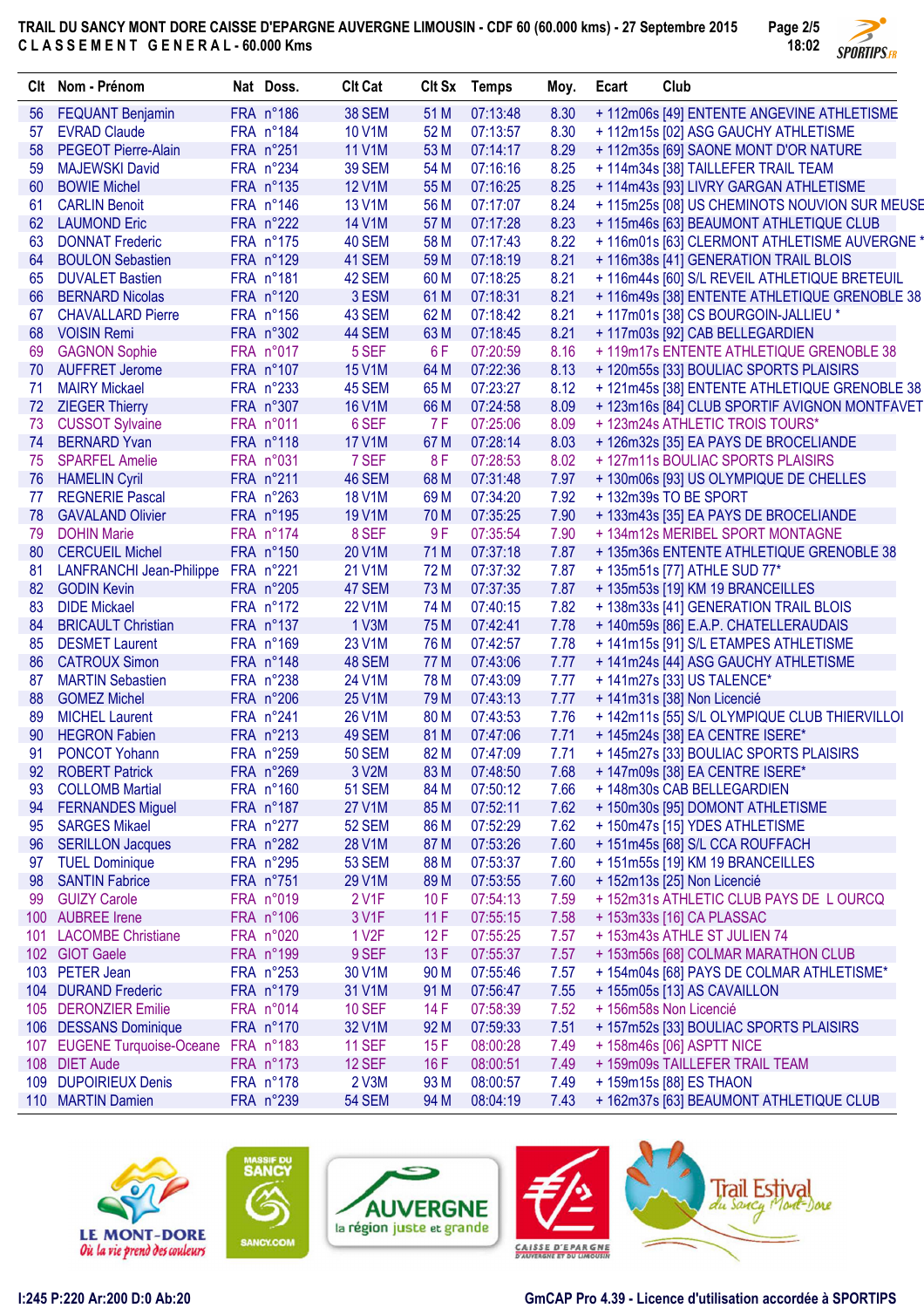# TRAIL DU SANCY MONT DORE CAISSE D'EPARGNE AUVERGNE LIMOUSIN - CDF 60 (60.000 kms) - 27 Septembre 2015

## C L A S S E M E N T   G E N E R A L - 60.000 Kms

| Clt | Nom - Prénom | Nat | Doss. | Clt Cat | Clt Sx | Temps | Moy. | Ecart | Club |
|---|---|---|---|---|---|---|---|---|---|
| 56 | FEQUANT Benjamin | FRA | n°186 | 38 SEM | 51 M | 07:13:48 | 8.30 | + 112m06s [49] | ENTENTE ANGEVINE ATHLETISME |
| 57 | EVRAD Claude | FRA | n°184 | 10 V1M | 52 M | 07:13:57 | 8.30 | + 112m15s [02] | ASG GAUCHY ATHLETISME |
| 58 | PEGEOT Pierre-Alain | FRA | n°251 | 11 V1M | 53 M | 07:14:17 | 8.29 | + 112m35s [69] | SAONE MONT D'OR NATURE |
| 59 | MAJEWSKI David | FRA | n°234 | 39 SEM | 54 M | 07:16:16 | 8.25 | + 114m34s [38] | TAILLEFER TRAIL TEAM |
| 60 | BOWIE Michel | FRA | n°135 | 12 V1M | 55 M | 07:16:25 | 8.25 | + 114m43s [93] | LIVRY GARGAN ATHLETISME |
| 61 | CARLIN Benoit | FRA | n°146 | 13 V1M | 56 M | 07:17:07 | 8.24 | + 115m25s [08] | US CHEMINOTS NOUVION SUR MEUSE |
| 62 | LAUMOND Eric | FRA | n°222 | 14 V1M | 57 M | 07:17:28 | 8.23 | + 115m46s [63] | BEAUMONT ATHLETIQUE CLUB |
| 63 | DONNAT Frederic | FRA | n°175 | 40 SEM | 58 M | 07:17:43 | 8.22 | + 116m01s [63] | CLERMONT ATHLETISME AUVERGNE * |
| 64 | BOULON Sebastien | FRA | n°129 | 41 SEM | 59 M | 07:18:19 | 8.21 | + 116m38s [41] | GENERATION TRAIL BLOIS |
| 65 | DUVALET Bastien | FRA | n°181 | 42 SEM | 60 M | 07:18:25 | 8.21 | + 116m44s [60] | S/L REVEIL ATHLETIQUE BRETEUIL |
| 66 | BERNARD Nicolas | FRA | n°120 | 3 ESM | 61 M | 07:18:31 | 8.21 | + 116m49s [38] | ENTENTE ATHLETIQUE GRENOBLE 38 |
| 67 | CHAVALLARD Pierre | FRA | n°156 | 43 SEM | 62 M | 07:18:42 | 8.21 | + 117m01s [38] | CS BOURGOIN-JALLIEU * |
| 68 | VOISIN Remi | FRA | n°302 | 44 SEM | 63 M | 07:18:45 | 8.21 | + 117m03s [92] | CAB BELLEGARDIEN |
| 69 | GAGNON Sophie | FRA | n°017 | 5 SEF | 6 F | 07:20:59 | 8.16 | + 119m17s | ENTENTE ATHLETIQUE GRENOBLE 38 |
| 70 | AUFFRET Jerome | FRA | n°107 | 15 V1M | 64 M | 07:22:36 | 8.13 | + 120m55s [33] | BOULIAC SPORTS PLAISIRS |
| 71 | MAIRY Mickael | FRA | n°233 | 45 SEM | 65 M | 07:23:27 | 8.12 | + 121m45s [38] | ENTENTE ATHLETIQUE GRENOBLE 38 |
| 72 | ZIEGER Thierry | FRA | n°307 | 16 V1M | 66 M | 07:24:58 | 8.09 | + 123m16s [84] | CLUB SPORTIF AVIGNON MONTFAVET |
| 73 | CUSSOT Sylvaine | FRA | n°011 | 6 SEF | 7 F | 07:25:06 | 8.09 | + 123m24s | ATHLETIC TROIS TOURS* |
| 74 | BERNARD Yvan | FRA | n°118 | 17 V1M | 67 M | 07:28:14 | 8.03 | + 126m32s [35] | EA PAYS DE BROCELIANDE |
| 75 | SPARFEL Amelie | FRA | n°031 | 7 SEF | 8 F | 07:28:53 | 8.02 | + 127m11s | BOULIAC SPORTS PLAISIRS |
| 76 | HAMELIN Cyril | FRA | n°211 | 46 SEM | 68 M | 07:31:48 | 7.97 | + 130m06s [93] | US OLYMPIQUE DE CHELLES |
| 77 | REGNERIE Pascal | FRA | n°263 | 18 V1M | 69 M | 07:34:20 | 7.92 | + 132m39s | TO BE SPORT |
| 78 | GAVALAND Olivier | FRA | n°195 | 19 V1M | 70 M | 07:35:25 | 7.90 | + 133m43s [35] | EA PAYS DE BROCELIANDE |
| 79 | DOHIN Marie | FRA | n°174 | 8 SEF | 9 F | 07:35:54 | 7.90 | + 134m12s | MERIBEL SPORT MONTAGNE |
| 80 | CERCUEIL Michel | FRA | n°150 | 20 V1M | 71 M | 07:37:18 | 7.87 | + 135m36s | ENTENTE ATHLETIQUE GRENOBLE 38 |
| 81 | LANFRANCHI Jean-Philippe | FRA | n°221 | 21 V1M | 72 M | 07:37:32 | 7.87 | + 135m51s [77] | ATHLE SUD 77* |
| 82 | GODIN Kevin | FRA | n°205 | 47 SEM | 73 M | 07:37:35 | 7.87 | + 135m53s [19] | KM 19 BRANCEILLES |
| 83 | DIDE Mickael | FRA | n°172 | 22 V1M | 74 M | 07:40:15 | 7.82 | + 138m33s [41] | GENERATION TRAIL BLOIS |
| 84 | BRICAULT Christian | FRA | n°137 | 1 V3M | 75 M | 07:42:41 | 7.78 | + 140m59s [86] | E.A.P. CHATELLERAUDAIS |
| 85 | DESMET Laurent | FRA | n°169 | 23 V1M | 76 M | 07:42:57 | 7.78 | + 141m15s [91] | S/L ETAMPES ATHLETISME |
| 86 | CATROUX Simon | FRA | n°148 | 48 SEM | 77 M | 07:43:06 | 7.77 | + 141m24s [44] | ASG GAUCHY ATHLETISME |
| 87 | MARTIN Sebastien | FRA | n°238 | 24 V1M | 78 M | 07:43:09 | 7.77 | + 141m27s [33] | US TALENCE* |
| 88 | GOMEZ Michel | FRA | n°206 | 25 V1M | 79 M | 07:43:13 | 7.77 | + 141m31s [38] | Non Licencié |
| 89 | MICHEL Laurent | FRA | n°241 | 26 V1M | 80 M | 07:43:53 | 7.76 | + 142m11s [55] | S/L OLYMPIQUE CLUB THIERVILLOI |
| 90 | HEGRON Fabien | FRA | n°213 | 49 SEM | 81 M | 07:47:06 | 7.71 | + 145m24s [38] | EA CENTRE ISERE* |
| 91 | PONCOT Yohann | FRA | n°259 | 50 SEM | 82 M | 07:47:09 | 7.71 | + 145m27s [33] | BOULIAC SPORTS PLAISIRS |
| 92 | ROBERT Patrick | FRA | n°269 | 3 V2M | 83 M | 07:48:50 | 7.68 | + 147m09s [38] | EA CENTRE ISERE* |
| 93 | COLLOMB Martial | FRA | n°160 | 51 SEM | 84 M | 07:50:12 | 7.66 | + 148m30s | CAB BELLEGARDIEN |
| 94 | FERNANDES Miguel | FRA | n°187 | 27 V1M | 85 M | 07:52:11 | 7.62 | + 150m30s [95] | DOMONT ATHLETISME |
| 95 | SARGES Mikael | FRA | n°277 | 52 SEM | 86 M | 07:52:29 | 7.62 | + 150m47s [15] | YDES ATHLETISME |
| 96 | SERILLON Jacques | FRA | n°282 | 28 V1M | 87 M | 07:53:26 | 7.60 | + 151m45s [68] | S/L CCA ROUFFACH |
| 97 | TUEL Dominique | FRA | n°295 | 53 SEM | 88 M | 07:53:37 | 7.60 | + 151m55s [19] | KM 19 BRANCEILLES |
| 98 | SANTIN Fabrice | FRA | n°751 | 29 V1M | 89 M | 07:53:55 | 7.60 | + 152m13s [25] | Non Licencié |
| 99 | GUIZY Carole | FRA | n°019 | 2 V1F | 10 F | 07:54:13 | 7.59 | + 152m31s | ATHLETIC CLUB PAYS DE L OURCQ |
| 100 | AUBREE Irene | FRA | n°106 | 3 V1F | 11 F | 07:55:15 | 7.58 | + 153m33s [16] | CA PLASSAC |
| 101 | LACOMBE Christiane | FRA | n°020 | 1 V2F | 12 F | 07:55:25 | 7.57 | + 153m43s | ATHLE ST JULIEN 74 |
| 102 | GIOT Gaele | FRA | n°199 | 9 SEF | 13 F | 07:55:37 | 7.57 | + 153m56s [68] | COLMAR MARATHON CLUB |
| 103 | PETER Jean | FRA | n°253 | 30 V1M | 90 M | 07:55:46 | 7.57 | + 154m04s [68] | PAYS DE COLMAR ATHLETISME* |
| 104 | DURAND Frederic | FRA | n°179 | 31 V1M | 91 M | 07:56:47 | 7.55 | + 155m05s [13] | AS CAVAILLON |
| 105 | DERONZIER Emilie | FRA | n°014 | 10 SEF | 14 F | 07:58:39 | 7.52 | + 156m58s | Non Licencié |
| 106 | DESSANS Dominique | FRA | n°170 | 32 V1M | 92 M | 07:59:33 | 7.51 | + 157m52s [33] | BOULIAC SPORTS PLAISIRS |
| 107 | EUGENE Turquoise-Oceane | FRA | n°183 | 11 SEF | 15 F | 08:00:28 | 7.49 | + 158m46s [06] | ASPTT NICE |
| 108 | DIET Aude | FRA | n°173 | 12 SEF | 16 F | 08:00:51 | 7.49 | + 159m09s | TAILLEFER TRAIL TEAM |
| 109 | DUPOIRIEUX Denis | FRA | n°178 | 2 V3M | 93 M | 08:00:57 | 7.49 | + 159m15s [88] | ES THAON |
| 110 | MARTIN Damien | FRA | n°239 | 54 SEM | 94 M | 08:04:19 | 7.43 | + 162m37s [63] | BEAUMONT ATHLETIQUE CLUB |

I:245 P:220 Ar:200 D:0 Ab:20

GmCAP Pro 4.39 - Licence d'utilisation accordée à SPORTIPS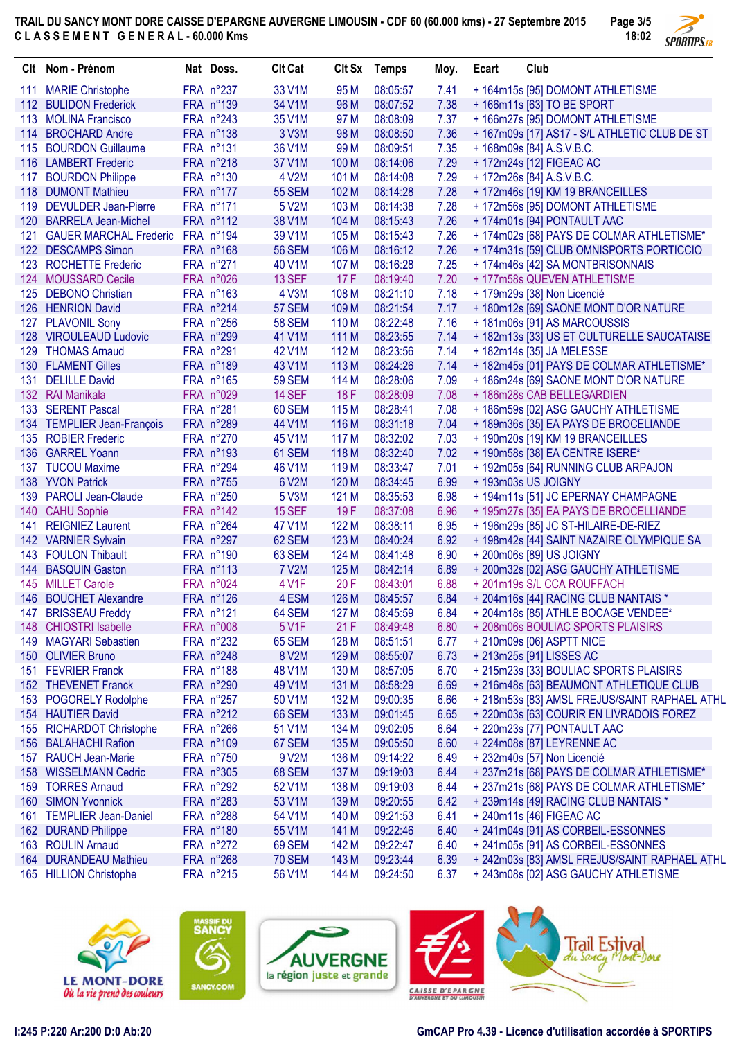# TRAIL DU SANCY MONT DORE CAISSE D'EPARGNE AUVERGNE LIMOUSIN - CDF 60 (60.000 kms) - 27 Septembre 2015

## C L A S S E M E N T   G E N E R A L - 60.000 Kms

| Clt | Nom - Prénom | Nat | Doss. | Clt Cat | Clt Sx | Temps | Moy. | Ecart | Club |
|---|---|---|---|---|---|---|---|---|---|
| 111 | MARIE Christophe | FRA | n°237 | 33 V1M | 95 M | 08:05:57 | 7.41 | + 164m15s [95] | DOMONT ATHLETISME |
| 112 | BULIDON Frederick | FRA | n°139 | 34 V1M | 96 M | 08:07:52 | 7.38 | + 166m11s [63] | TO BE SPORT |
| 113 | MOLINA Francisco | FRA | n°243 | 35 V1M | 97 M | 08:08:09 | 7.37 | + 166m27s [95] | DOMONT ATHLETISME |
| 114 | BROCHARD Andre | FRA | n°138 | 3 V3M | 98 M | 08:08:50 | 7.36 | + 167m09s [17] | AS17 - S/L ATHLETIC CLUB DE ST |
| 115 | BOURDON Guillaume | FRA | n°131 | 36 V1M | 99 M | 08:09:51 | 7.35 | + 168m09s [84] | A.S.V.B.C. |
| 116 | LAMBERT Frederic | FRA | n°218 | 37 V1M | 100 M | 08:14:06 | 7.29 | + 172m24s [12] | FIGEAC AC |
| 117 | BOURDON Philippe | FRA | n°130 | 4 V2M | 101 M | 08:14:08 | 7.29 | + 172m26s [84] | A.S.V.B.C. |
| 118 | DUMONT Mathieu | FRA | n°177 | 55 SEM | 102 M | 08:14:28 | 7.28 | + 172m46s [19] | KM 19 BRANCEILLES |
| 119 | DEVULDER Jean-Pierre | FRA | n°171 | 5 V2M | 103 M | 08:14:38 | 7.28 | + 172m56s [95] | DOMONT ATHLETISME |
| 120 | BARRELA Jean-Michel | FRA | n°112 | 38 V1M | 104 M | 08:15:43 | 7.26 | + 174m01s [94] | PONTAULT AAC |
| 121 | GAUER MARCHAL Frederic | FRA | n°194 | 39 V1M | 105 M | 08:15:43 | 7.26 | + 174m02s [68] | PAYS DE COLMAR ATHLETISME* |
| 122 | DESCAMPS Simon | FRA | n°168 | 56 SEM | 106 M | 08:16:12 | 7.26 | + 174m31s [59] | CLUB OMNISPORTS PORTICCIO |
| 123 | ROCHETTE Frederic | FRA | n°271 | 40 V1M | 107 M | 08:16:28 | 7.25 | + 174m46s [42] | SA MONTBRISONNAIS |
| 124 | MOUSSARD Cecile | FRA | n°026 | 13 SEF | 17 F | 08:19:40 | 7.20 | + 177m58s | QUEVEN ATHLETISME |
| 125 | DEBONO Christian | FRA | n°163 | 4 V3M | 108 M | 08:21:10 | 7.18 | + 179m29s [38] | Non Licencié |
| 126 | HENRION David | FRA | n°214 | 57 SEM | 109 M | 08:21:54 | 7.17 | + 180m12s [69] | SAONE MONT D'OR NATURE |
| 127 | PLAVONIL Sony | FRA | n°256 | 58 SEM | 110 M | 08:22:48 | 7.16 | + 181m06s [91] | AS MARCOUSSIS |
| 128 | VIROULEAUD Ludovic | FRA | n°299 | 41 V1M | 111 M | 08:23:55 | 7.14 | + 182m13s [33] | US ET CULTURELLE SAUCATAISE |
| 129 | THOMAS Arnaud | FRA | n°291 | 42 V1M | 112 M | 08:23:56 | 7.14 | + 182m14s [35] | JA MELESSE |
| 130 | FLAMENT Gilles | FRA | n°189 | 43 V1M | 113 M | 08:24:26 | 7.14 | + 182m45s [01] | PAYS DE COLMAR ATHLETISME* |
| 131 | DELILLE David | FRA | n°165 | 59 SEM | 114 M | 08:28:06 | 7.09 | + 186m24s [69] | SAONE MONT D'OR NATURE |
| 132 | RAI Manikala | FRA | n°029 | 14 SEF | 18 F | 08:28:09 | 7.08 | + 186m28s | CAB BELLEGARDIEN |
| 133 | SERENT Pascal | FRA | n°281 | 60 SEM | 115 M | 08:28:41 | 7.08 | + 186m59s [02] | ASG GAUCHY ATHLETISME |
| 134 | TEMPLIER Jean-François | FRA | n°289 | 44 V1M | 116 M | 08:31:18 | 7.04 | + 189m36s [35] | EA PAYS DE BROCELIANDE |
| 135 | ROBIER Frederic | FRA | n°270 | 45 V1M | 117 M | 08:32:02 | 7.03 | + 190m20s [19] | KM 19 BRANCEILLES |
| 136 | GARREL Yoann | FRA | n°193 | 61 SEM | 118 M | 08:32:40 | 7.02 | + 190m58s [38] | EA CENTRE ISERE* |
| 137 | TUCOU Maxime | FRA | n°294 | 46 V1M | 119 M | 08:33:47 | 7.01 | + 192m05s [64] | RUNNING CLUB ARPAJON |
| 138 | YVON Patrick | FRA | n°755 | 6 V2M | 120 M | 08:34:45 | 6.99 | + 193m03s | US JOIGNY |
| 139 | PAROLI Jean-Claude | FRA | n°250 | 5 V3M | 121 M | 08:35:53 | 6.98 | + 194m11s [51] | JC EPERNAY CHAMPAGNE |
| 140 | CAHU Sophie | FRA | n°142 | 15 SEF | 19 F | 08:37:08 | 6.96 | + 195m27s [35] | EA PAYS DE BROCELIANDE |
| 141 | REIGNIEZ Laurent | FRA | n°264 | 47 V1M | 122 M | 08:38:11 | 6.95 | + 196m29s [85] | JC ST-HILAIRE-DE-RIEZ |
| 142 | VARNIER Sylvain | FRA | n°297 | 62 SEM | 123 M | 08:40:24 | 6.92 | + 198m42s [44] | SAINT NAZAIRE OLYMPIQUE SA |
| 143 | FOULON Thibault | FRA | n°190 | 63 SEM | 124 M | 08:41:48 | 6.90 | + 200m06s [89] | US JOIGNY |
| 144 | BASQUIN Gaston | FRA | n°113 | 7 V2M | 125 M | 08:42:14 | 6.89 | + 200m32s [02] | ASG GAUCHY ATHLETISME |
| 145 | MILLET Carole | FRA | n°024 | 4 V1F | 20 F | 08:43:01 | 6.88 | + 201m19s | S/L CCA ROUFFACH |
| 146 | BOUCHET Alexandre | FRA | n°126 | 4 ESM | 126 M | 08:45:57 | 6.84 | + 204m16s [44] | RACING CLUB NANTAIS * |
| 147 | BRISSEAU Freddy | FRA | n°121 | 64 SEM | 127 M | 08:45:59 | 6.84 | + 204m18s [85] | ATHLE BOCAGE VENDEE* |
| 148 | CHIOSTRI Isabelle | FRA | n°008 | 5 V1F | 21 F | 08:49:48 | 6.80 | + 208m06s | BOULIAC SPORTS PLAISIRS |
| 149 | MAGYARI Sebastien | FRA | n°232 | 65 SEM | 128 M | 08:51:51 | 6.77 | + 210m09s [06] | ASPTT NICE |
| 150 | OLIVIER Bruno | FRA | n°248 | 8 V2M | 129 M | 08:55:07 | 6.73 | + 213m25s [91] | LISSES AC |
| 151 | FEVRIER Franck | FRA | n°188 | 48 V1M | 130 M | 08:57:05 | 6.70 | + 215m23s [33] | BOULIAC SPORTS PLAISIRS |
| 152 | THEVENET Franck | FRA | n°290 | 49 V1M | 131 M | 08:58:29 | 6.69 | + 216m48s [63] | BEAUMONT ATHLETIQUE CLUB |
| 153 | POGORELY Rodolphe | FRA | n°257 | 50 V1M | 132 M | 09:00:35 | 6.66 | + 218m53s [83] | AMSL FREJUS/SAINT RAPHAEL ATHL |
| 154 | HAUTIER David | FRA | n°212 | 66 SEM | 133 M | 09:01:45 | 6.65 | + 220m03s [63] | COURIR EN LIVRADOIS FOREZ |
| 155 | RICHARDOT Christophe | FRA | n°266 | 51 V1M | 134 M | 09:02:05 | 6.64 | + 220m23s [77] | PONTAULT AAC |
| 156 | BALAHACHI Rafion | FRA | n°109 | 67 SEM | 135 M | 09:05:50 | 6.60 | + 224m08s [87] | LEYRENNE AC |
| 157 | RAUCH Jean-Marie | FRA | n°750 | 9 V2M | 136 M | 09:14:22 | 6.49 | + 232m40s [57] | Non Licencié |
| 158 | WISSELMANN Cedric | FRA | n°305 | 68 SEM | 137 M | 09:19:03 | 6.44 | + 237m21s [68] | PAYS DE COLMAR ATHLETISME* |
| 159 | TORRES Arnaud | FRA | n°292 | 52 V1M | 138 M | 09:19:03 | 6.44 | + 237m21s [68] | PAYS DE COLMAR ATHLETISME* |
| 160 | SIMON Yvonnick | FRA | n°283 | 53 V1M | 139 M | 09:20:55 | 6.42 | + 239m14s [49] | RACING CLUB NANTAIS * |
| 161 | TEMPLIER Jean-Daniel | FRA | n°288 | 54 V1M | 140 M | 09:21:53 | 6.41 | + 240m11s [46] | FIGEAC AC |
| 162 | DURAND Philippe | FRA | n°180 | 55 V1M | 141 M | 09:22:46 | 6.40 | + 241m04s [91] | AS CORBEIL-ESSONNES |
| 163 | ROULIN Arnaud | FRA | n°272 | 69 SEM | 142 M | 09:22:47 | 6.40 | + 241m05s [91] | AS CORBEIL-ESSONNES |
| 164 | DURANDEAU Mathieu | FRA | n°268 | 70 SEM | 143 M | 09:23:44 | 6.39 | + 242m03s [83] | AMSL FREJUS/SAINT RAPHAEL ATHL |
| 165 | HILLION Christophe | FRA | n°215 | 56 V1M | 144 M | 09:24:50 | 6.37 | + 243m08s [02] | ASG GAUCHY ATHLETISME |

I:245 P:220 Ar:200 D:0 Ab:20

GmCAP Pro 4.39 - Licence d'utilisation accordée à SPORTIPS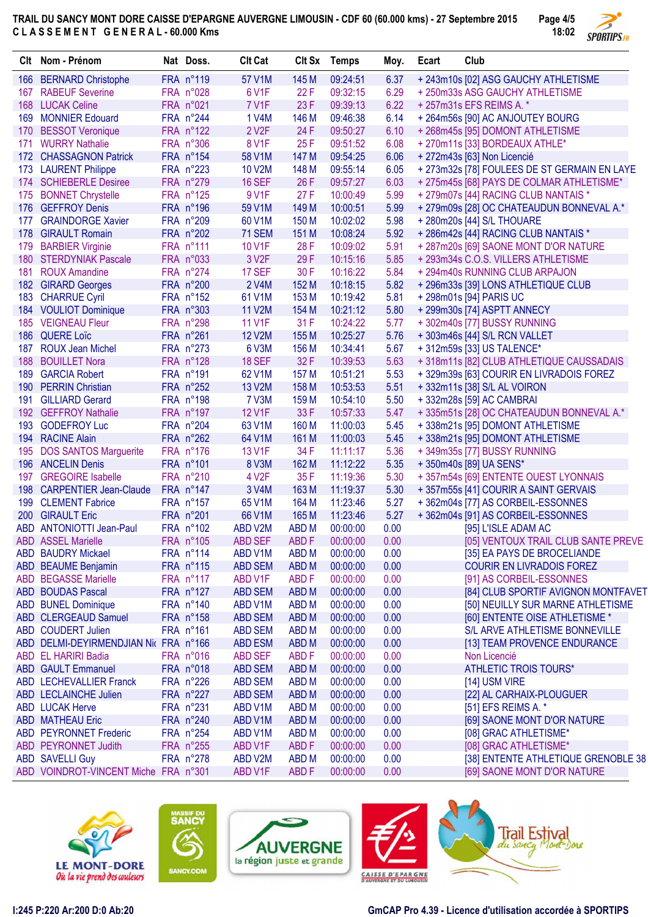**TRAIL DU SANCY MONT DORE CAISSE D'EPARGNE AUVERGNE LIMOUSIN - CDF 60 (60.000 kms) - 27 Septembre 2015**
**C L A S S E M E N T G E N E R A L - 60.000 Kms**

Page 4/5
18:02

| Clt | Nom - Prénom | Nat | Doss. | Clt Cat | Clt Sx | Temps | Moy. | Ecart | Club |
|---|---|---|---|---|---|---|---|---|---|
| 166 | BERNARD Christophe | FRA | n°119 | 57 V1M | 145 M | 09:24:51 | 6.37 | + 243m10s | [02] ASG GAUCHY ATHLETISME |
| 167 | RABEUF Severine | FRA | n°028 | 6 V1F | 22 F | 09:32:15 | 6.29 | + 250m33s | ASG GAUCHY ATHLETISME |
| 168 | LUCAK Celine | FRA | n°021 | 7 V1F | 23 F | 09:39:13 | 6.22 | + 257m31s | EFS REIMS A. * |
| 169 | MONNIER Edouard | FRA | n°244 | 1 V4M | 146 M | 09:46:38 | 6.14 | + 264m56s | [90] AC ANJOUTEY BOURG |
| 170 | BESSOT Veronique | FRA | n°122 | 2 V2F | 24 F | 09:50:27 | 6.10 | + 268m45s | [95] DOMONT ATHLETISME |
| 171 | WURRY Nathalie | FRA | n°306 | 8 V1F | 25 F | 09:51:52 | 6.08 | + 270m11s | [33] BORDEAUX ATHLE* |
| 172 | CHASSAGNON Patrick | FRA | n°154 | 58 V1M | 147 M | 09:54:25 | 6.06 | + 272m43s | [63] Non Licencié |
| 173 | LAURENT Philippe | FRA | n°223 | 10 V2M | 148 M | 09:55:14 | 6.05 | + 273m32s | [78] FOULEES DE ST GERMAIN EN LAYE |
| 174 | SCHIEBERLE Desiree | FRA | n°279 | 16 SEF | 26 F | 09:57:27 | 6.03 | + 275m45s | [68] PAYS DE COLMAR ATHLETISME* |
| 175 | BONNET Chrystelle | FRA | n°125 | 9 V1F | 27 F | 10:00:49 | 5.99 | + 279m07s | [44] RACING CLUB NANTAIS * |
| 176 | GEFFROY Denis | FRA | n°196 | 59 V1M | 149 M | 10:00:51 | 5.99 | + 279m09s | [28] OC CHATEAUDUN BONNEVAL A.* |
| 177 | GRAINDORGE Xavier | FRA | n°209 | 60 V1M | 150 M | 10:02:02 | 5.98 | + 280m20s | [44] S/L THOUARE |
| 178 | GIRAULT Romain | FRA | n°202 | 71 SEM | 151 M | 10:08:24 | 5.92 | + 286m42s | [44] RACING CLUB NANTAIS * |
| 179 | BARBIER Virginie | FRA | n°111 | 10 V1F | 28 F | 10:09:02 | 5.91 | + 287m20s | [69] SAONE MONT D'OR NATURE |
| 180 | STERDYNIAK Pascale | FRA | n°033 | 3 V2F | 29 F | 10:15:16 | 5.85 | + 293m34s | C.O.S. VILLERS ATHLETISME |
| 181 | ROUX Amandine | FRA | n°274 | 17 SEF | 30 F | 10:16:22 | 5.84 | + 294m40s | RUNNING CLUB ARPAJON |
| 182 | GIRARD Georges | FRA | n°200 | 2 V4M | 152 M | 10:18:15 | 5.82 | + 296m33s | [39] LONS ATHLETIQUE CLUB |
| 183 | CHARRUE Cyril | FRA | n°152 | 61 V1M | 153 M | 10:19:42 | 5.81 | + 298m01s | [94] PARIS UC |
| 184 | VOULIOT Dominique | FRA | n°303 | 11 V2M | 154 M | 10:21:12 | 5.80 | + 299m30s | [74] ASPTT ANNECY |
| 185 | VEIGNEAU Fleur | FRA | n°298 | 11 V1F | 31 F | 10:24:22 | 5.77 | + 302m40s | [77] BUSSY RUNNING |
| 186 | QUERE Loïc | FRA | n°261 | 12 V2M | 155 M | 10:25:27 | 5.76 | + 303m46s | [44] S/L RCN VALLET |
| 187 | ROUX Jean Michel | FRA | n°273 | 6 V3M | 156 M | 10:34:41 | 5.67 | + 312m59s | [33] US TALENCE* |
| 188 | BOUILLET Nora | FRA | n°128 | 18 SEF | 32 F | 10:39:53 | 5.63 | + 318m11s | [82] CLUB ATHLETIQUE CAUSSADAIS |
| 189 | GARCIA Robert | FRA | n°191 | 62 V1M | 157 M | 10:51:21 | 5.53 | + 329m39s | [63] COURIR EN LIVRADOIS FOREZ |
| 190 | PERRIN Christian | FRA | n°252 | 13 V2M | 158 M | 10:53:53 | 5.51 | + 332m11s | [38] S/L AL VOIRON |
| 191 | GILLIARD Gerard | FRA | n°198 | 7 V3M | 159 M | 10:54:10 | 5.50 | + 332m28s | [59] AC CAMBRAI |
| 192 | GEFFROY Nathalie | FRA | n°197 | 12 V1F | 33 F | 10:57:33 | 5.47 | + 335m51s | [28] OC CHATEAUDUN BONNEVAL A.* |
| 193 | GODEFROY Luc | FRA | n°204 | 63 V1M | 160 M | 11:00:03 | 5.45 | + 338m21s | [95] DOMONT ATHLETISME |
| 194 | RACINE Alain | FRA | n°262 | 64 V1M | 161 M | 11:00:03 | 5.45 | + 338m21s | [95] DOMONT ATHLETISME |
| 195 | DOS SANTOS Marguerite | FRA | n°176 | 13 V1F | 34 F | 11:11:17 | 5.36 | + 349m35s | [77] BUSSY RUNNING |
| 196 | ANCELIN Denis | FRA | n°101 | 8 V3M | 162 M | 11:12:22 | 5.35 | + 350m40s | [89] UA SENS* |
| 197 | GREGOIRE Isabelle | FRA | n°210 | 4 V2F | 35 F | 11:19:36 | 5.30 | + 357m54s | [69] ENTENTE OUEST LYONNAIS |
| 198 | CARPENTIER Jean-Claude | FRA | n°147 | 3 V4M | 163 M | 11:19:37 | 5.30 | + 357m55s | [41] COURIR A SAINT GERVAIS |
| 199 | CLEMENT Fabrice | FRA | n°157 | 65 V1M | 164 M | 11:23:46 | 5.27 | + 362m04s | [77] AS CORBEIL-ESSONNES |
| 200 | GIRAULT Eric | FRA | n°201 | 66 V1M | 165 M | 11:23:46 | 5.27 | + 362m04s | [91] AS CORBEIL-ESSONNES |
| ABD | ANTONIOTTI Jean-Paul | FRA | n°102 | ABD V2M | ABD M | 00:00:00 | 0.00 | | [95] L'ISLE ADAM AC |
| ABD | ASSEL Marielle | FRA | n°105 | ABD SEF | ABD F | 00:00:00 | 0.00 | | [05] VENTOUX TRAIL CLUB SANTE PREVE |
| ABD | BAUDRY Mickael | FRA | n°114 | ABD V1M | ABD M | 00:00:00 | 0.00 | | [35] EA PAYS DE BROCELIANDE |
| ABD | BEAUME Benjamin | FRA | n°115 | ABD SEM | ABD M | 00:00:00 | 0.00 | | COURIR EN LIVRADOIS FOREZ |
| ABD | BEGASSE Marielle | FRA | n°117 | ABD V1F | ABD F | 00:00:00 | 0.00 | | [91] AS CORBEIL-ESSONNES |
| ABD | BOUDAS Pascal | FRA | n°127 | ABD SEM | ABD M | 00:00:00 | 0.00 | | [84] CLUB SPORTIF AVIGNON MONTFAVET |
| ABD | BUNEL Dominique | FRA | n°140 | ABD V1M | ABD M | 00:00:00 | 0.00 | | [50] NEUILLY SUR MARNE ATHLETISME |
| ABD | CLERGEAUD Samuel | FRA | n°158 | ABD SEM | ABD M | 00:00:00 | 0.00 | | [60] ENTENTE OISE ATHLETISME * |
| ABD | COUDERT Julien | FRA | n°161 | ABD SEM | ABD M | 00:00:00 | 0.00 | | S/L ARVE ATHLETISME BONNEVILLE |
| ABD | DELMI-DEYIRMENDJIAN Ni | FRA | n°166 | ABD ESM | ABD M | 00:00:00 | 0.00 | | [13] TEAM PROVENCE ENDURANCE |
| ABD | EL HARIRI Badia | FRA | n°016 | ABD SEF | ABD F | 00:00:00 | 0.00 | | Non Licencié |
| ABD | GAULT Emmanuel | FRA | n°018 | ABD SEM | ABD M | 00:00:00 | 0.00 | | ATHLETIC TROIS TOURS* |
| ABD | LECHEVALLIER Franck | FRA | n°226 | ABD SEM | ABD M | 00:00:00 | 0.00 | | [14] USM VIRE |
| ABD | LECLAINCHE Julien | FRA | n°227 | ABD SEM | ABD M | 00:00:00 | 0.00 | | [22] AL CARHAIX-PLOUGUER |
| ABD | LUCAK Herve | FRA | n°231 | ABD V1M | ABD M | 00:00:00 | 0.00 | | [51] EFS REIMS A. * |
| ABD | MATHEAU Eric | FRA | n°240 | ABD V1M | ABD M | 00:00:00 | 0.00 | | [69] SAONE MONT D'OR NATURE |
| ABD | PEYRONNET Frederic | FRA | n°254 | ABD V1M | ABD M | 00:00:00 | 0.00 | | [08] GRAC ATHLETISME* |
| ABD | PEYRONNET Judith | FRA | n°255 | ABD V1F | ABD F | 00:00:00 | 0.00 | | [08] GRAC ATHLETISME* |
| ABD | SAVELLI Guy | FRA | n°278 | ABD V2M | ABD M | 00:00:00 | 0.00 | | [38] ENTENTE ATHLETIQUE GRENOBLE 38 |
| ABD | VOINDROT-VINCENT Miche | FRA | n°301 | ABD V1F | ABD F | 00:00:00 | 0.00 | | [69] SAONE MONT D'OR NATURE |

LE MONT-DORE Où la vie prend des couleurs — MASSIF DU SANCY SANCY.COM — AUVERGNE la région juste et grande — CAISSE D'EPARGNE AUVERGNE ET DU LIMOUSIN — Trail Estival du Sancy Mont-Dore

I:245 P:220 Ar:200 D:0 Ab:20

GmCAP Pro 4.39 - Licence d'utilisation accordée à SPORTIPS